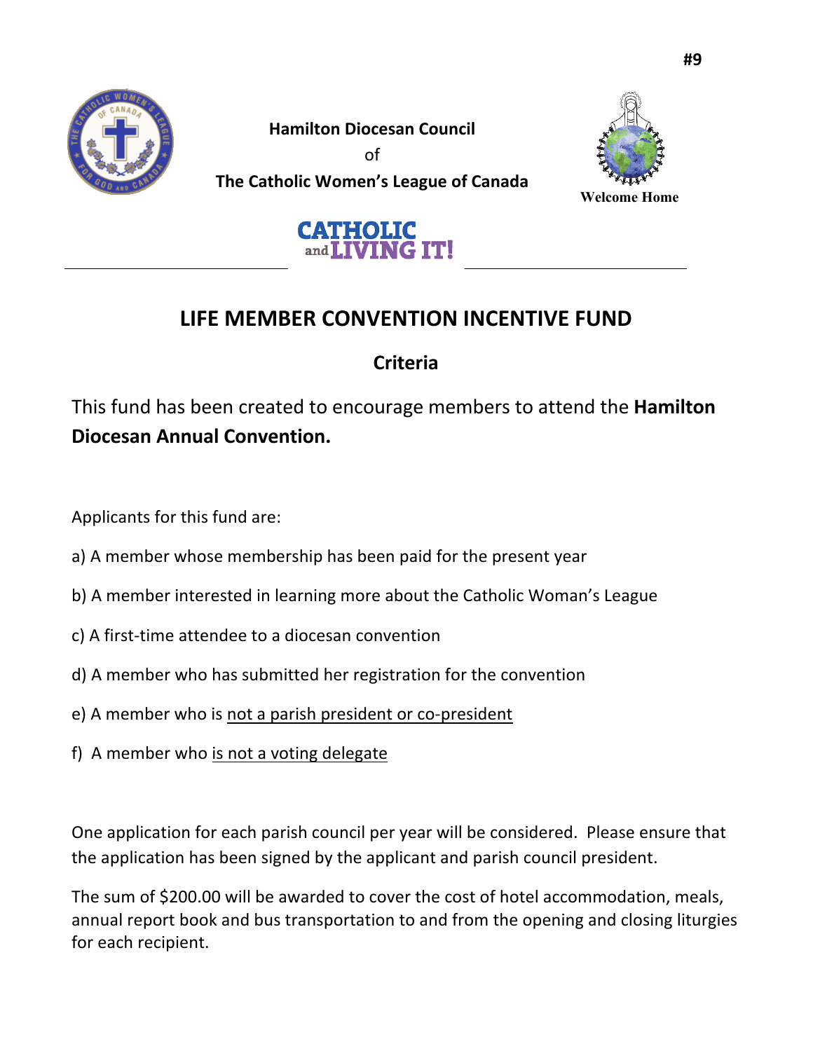#9

**Hamilton Diocesan Council**

of

**The Catholic Women's League of Canada**

Welcome Home

CATHOLIC and LIVING IT!

# LIFE MEMBER CONVENTION INCENTIVE FUND

## Criteria

This fund has been created to encourage members to attend the **Hamilton Diocesan Annual Convention.**

Applicants for this fund are:

a) A member whose membership has been paid for the present year

b) A member interested in learning more about the Catholic Woman's League

c) A first-time attendee to a diocesan convention

d) A member who has submitted her registration for the convention

e) A member who is <u>not a parish president or co-president</u>

f) A member who <u>is not a voting delegate</u>

One application for each parish council per year will be considered. Please ensure that the application has been signed by the applicant and parish council president.

The sum of $200.00 will be awarded to cover the cost of hotel accommodation, meals, annual report book and bus transportation to and from the opening and closing liturgies for each recipient.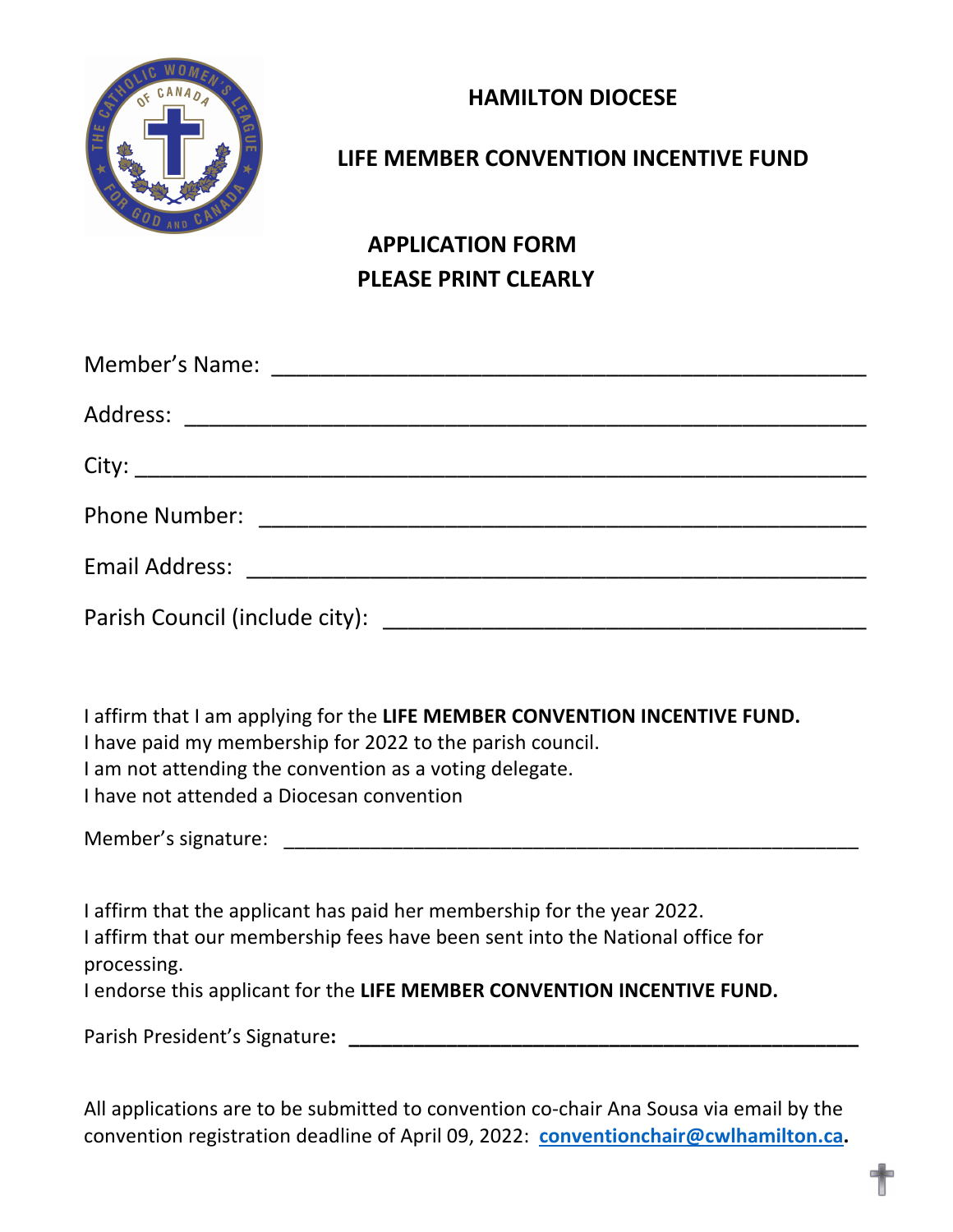# HAMILTON DIOCESE

## LIFE MEMBER CONVENTION INCENTIVE FUND

### APPLICATION FORM
### PLEASE PRINT CLEARLY

Member's Name: ______________________________________________

Address: ___________________________________________________

City: ______________________________________________________

Phone Number: _______________________________________________

Email Address: ______________________________________________

Parish Council (include city): ______________________________________

I affirm that I am applying for the **LIFE MEMBER CONVENTION INCENTIVE FUND.**
I have paid my membership for 2022 to the parish council.
I am not attending the convention as a voting delegate.
I have not attended a Diocesan convention

Member's signature: _________________________________________________

I affirm that the applicant has paid her membership for the year 2022.
I affirm that our membership fees have been sent into the National office for processing.
I endorse this applicant for the **LIFE MEMBER CONVENTION INCENTIVE FUND.**

Parish President's Signature**:** **_____________________________________________**

All applications are to be submitted to convention co-chair Ana Sousa via email by the convention registration deadline of April 09, 2022: **conventionchair@cwlhamilton.ca.**